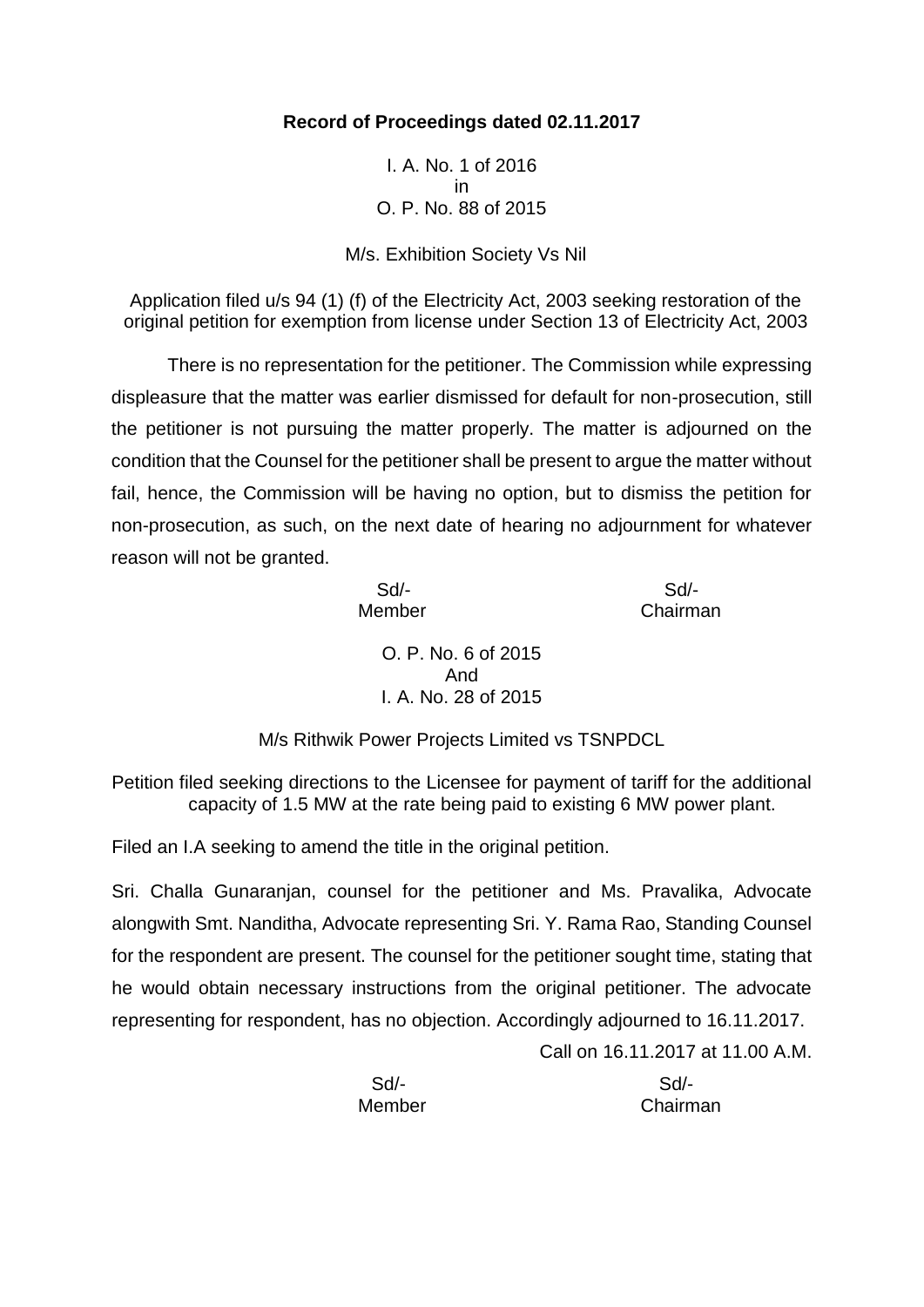**Record of Proceedings dated 02.11.2017**

I. A. No. 1 of 2016
in
O. P. No. 88 of 2015

M/s. Exhibition Society Vs Nil

Application filed u/s 94 (1) (f) of the Electricity Act, 2003 seeking restoration of the original petition for exemption from license under Section 13 of Electricity Act, 2003

There is no representation for the petitioner. The Commission while expressing displeasure that the matter was earlier dismissed for default for non-prosecution, still the petitioner is not pursuing the matter properly. The matter is adjourned on the condition that the Counsel for the petitioner shall be present to argue the matter without fail, hence, the Commission will be having no option, but to dismiss the petition for non-prosecution, as such, on the next date of hearing no adjournment for whatever reason will not be granted.

| Sd/- | Sd/- |
| --- | --- |
| Member | Chairman |

O. P. No. 6 of 2015
And
I. A. No. 28 of 2015

M/s Rithwik Power Projects Limited vs TSNPDCL

Petition filed seeking directions to the Licensee for payment of tariff for the additional capacity of 1.5 MW at the rate being paid to existing 6 MW power plant.

Filed an I.A seeking to amend the title in the original petition.

Sri. Challa Gunaranjan, counsel for the petitioner and Ms. Pravalika, Advocate alongwith Smt. Nanditha, Advocate representing Sri. Y. Rama Rao, Standing Counsel for the respondent are present. The counsel for the petitioner sought time, stating that he would obtain necessary instructions from the original petitioner. The advocate representing for respondent, has no objection. Accordingly adjourned to 16.11.2017.

Call on 16.11.2017 at 11.00 A.M.

| Sd/- | Sd/- |
| --- | --- |
| Member | Chairman |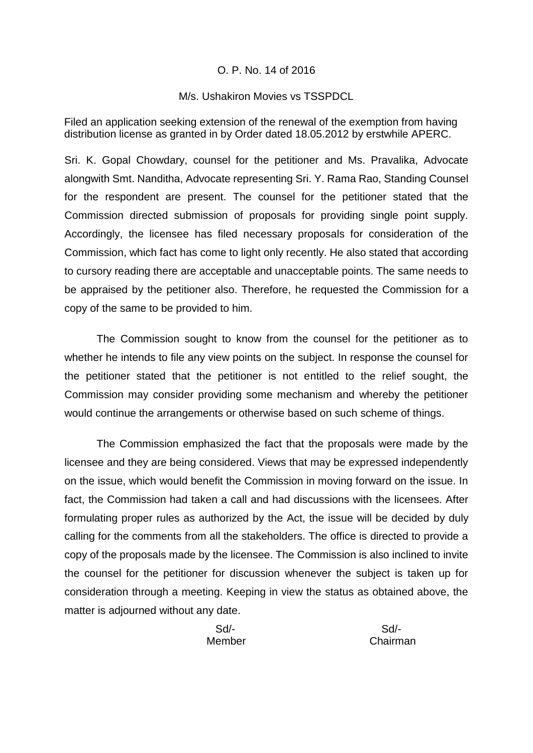O. P. No. 14 of 2016

M/s. Ushakiron Movies vs TSSPDCL

Filed an application seeking extension of the renewal of the exemption from having distribution license as granted in by Order dated 18.05.2012 by erstwhile APERC.

Sri. K. Gopal Chowdary, counsel for the petitioner and Ms. Pravalika, Advocate alongwith Smt. Nanditha, Advocate representing Sri. Y. Rama Rao, Standing Counsel for the respondent are present. The counsel for the petitioner stated that the Commission directed submission of proposals for providing single point supply. Accordingly, the licensee has filed necessary proposals for consideration of the Commission, which fact has come to light only recently. He also stated that according to cursory reading there are acceptable and unacceptable points. The same needs to be appraised by the petitioner also. Therefore, he requested the Commission for a copy of the same to be provided to him.

The Commission sought to know from the counsel for the petitioner as to whether he intends to file any view points on the subject. In response the counsel for the petitioner stated that the petitioner is not entitled to the relief sought, the Commission may consider providing some mechanism and whereby the petitioner would continue the arrangements or otherwise based on such scheme of things.

The Commission emphasized the fact that the proposals were made by the licensee and they are being considered. Views that may be expressed independently on the issue, which would benefit the Commission in moving forward on the issue. In fact, the Commission had taken a call and had discussions with the licensees. After formulating proper rules as authorized by the Act, the issue will be decided by duly calling for the comments from all the stakeholders. The office is directed to provide a copy of the proposals made by the licensee. The Commission is also inclined to invite the counsel for the petitioner for discussion whenever the subject is taken up for consideration through a meeting. Keeping in view the status as obtained above, the matter is adjourned without any date.

| Sd/- | Sd/- |
|---|---|
| Member | Chairman |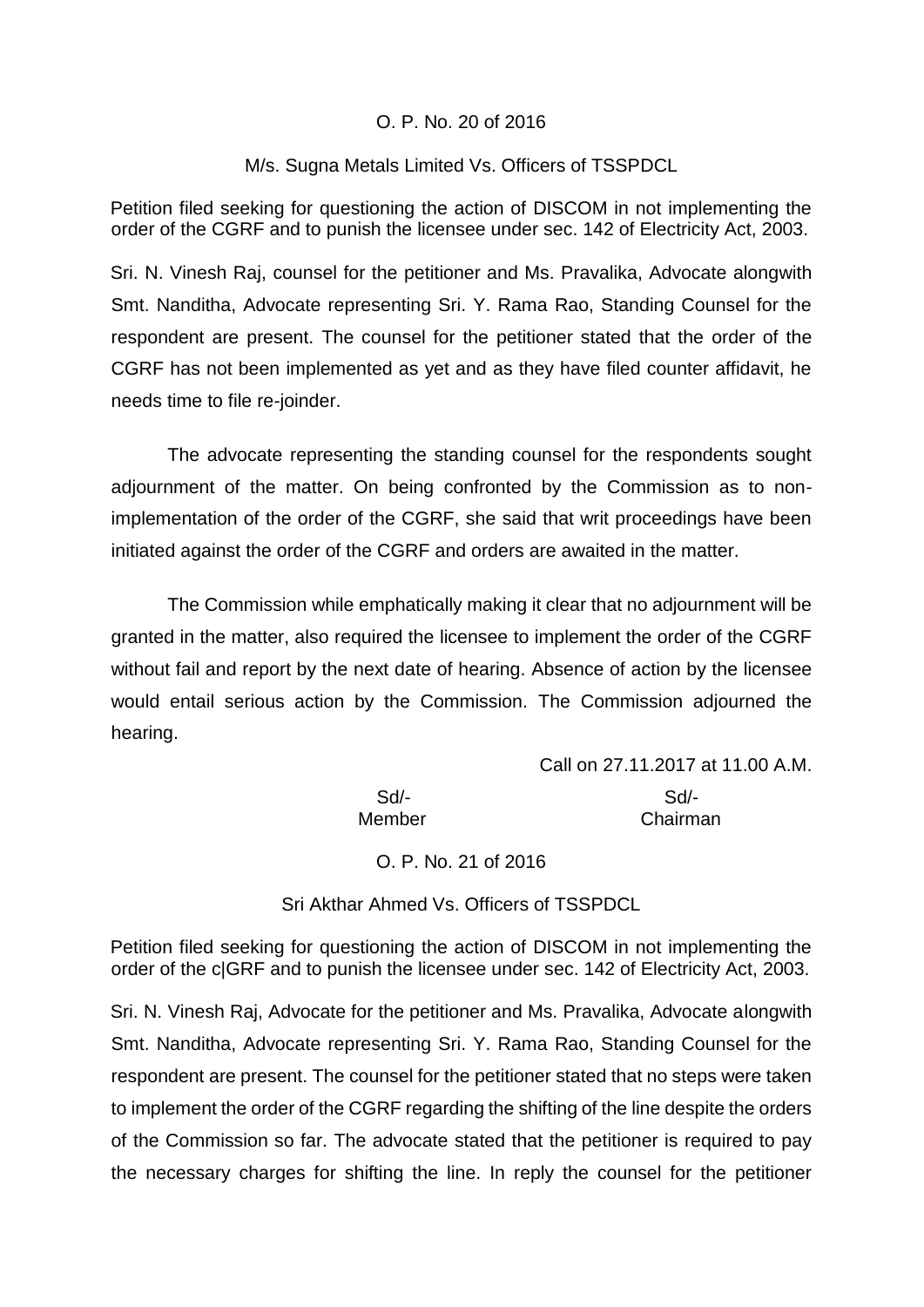O. P. No. 20 of 2016

M/s. Sugna Metals Limited Vs. Officers of TSSPDCL

Petition filed seeking for questioning the action of DISCOM in not implementing the order of the CGRF and to punish the licensee under sec. 142 of Electricity Act, 2003.

Sri. N. Vinesh Raj, counsel for the petitioner and Ms. Pravalika, Advocate alongwith Smt. Nanditha, Advocate representing Sri. Y. Rama Rao, Standing Counsel for the respondent are present. The counsel for the petitioner stated that the order of the CGRF has not been implemented as yet and as they have filed counter affidavit, he needs time to file re-joinder.

The advocate representing the standing counsel for the respondents sought adjournment of the matter. On being confronted by the Commission as to non-implementation of the order of the CGRF, she said that writ proceedings have been initiated against the order of the CGRF and orders are awaited in the matter.

The Commission while emphatically making it clear that no adjournment will be granted in the matter, also required the licensee to implement the order of the CGRF without fail and report by the next date of hearing. Absence of action by the licensee would entail serious action by the Commission. The Commission adjourned the hearing.

Call on 27.11.2017 at 11.00 A.M.

| Sd/- | Sd/- |
|---|---|
| Member | Chairman |

O. P. No. 21 of 2016

Sri Akthar Ahmed Vs. Officers of TSSPDCL

Petition filed seeking for questioning the action of DISCOM in not implementing the order of the c|GRF and to punish the licensee under sec. 142 of Electricity Act, 2003.

Sri. N. Vinesh Raj, Advocate for the petitioner and Ms. Pravalika, Advocate alongwith Smt. Nanditha, Advocate representing Sri. Y. Rama Rao, Standing Counsel for the respondent are present. The counsel for the petitioner stated that no steps were taken to implement the order of the CGRF regarding the shifting of the line despite the orders of the Commission so far. The advocate stated that the petitioner is required to pay the necessary charges for shifting the line. In reply the counsel for the petitioner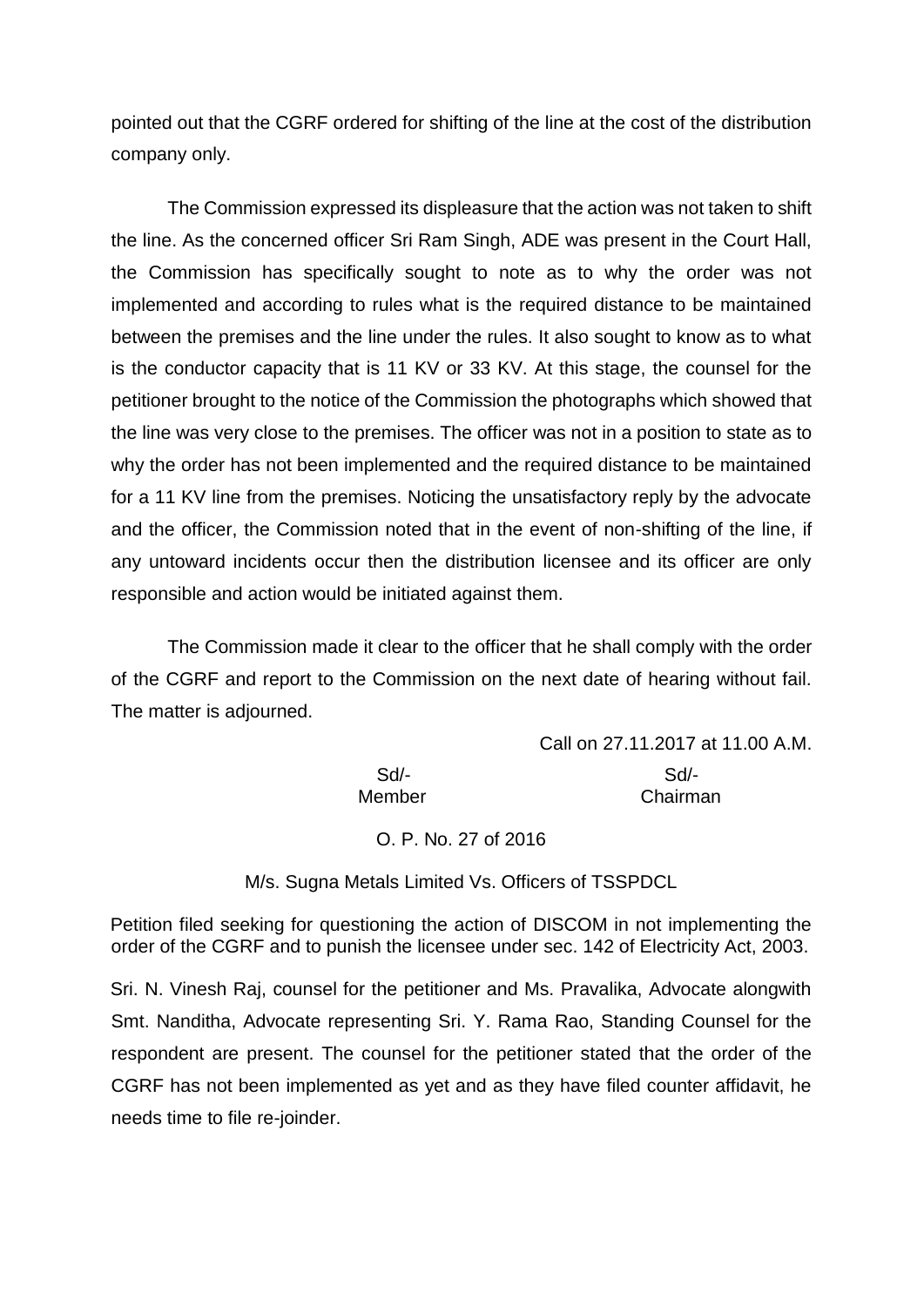pointed out that the CGRF ordered for shifting of the line at the cost of the distribution company only.

The Commission expressed its displeasure that the action was not taken to shift the line. As the concerned officer Sri Ram Singh, ADE was present in the Court Hall, the Commission has specifically sought to note as to why the order was not implemented and according to rules what is the required distance to be maintained between the premises and the line under the rules. It also sought to know as to what is the conductor capacity that is 11 KV or 33 KV. At this stage, the counsel for the petitioner brought to the notice of the Commission the photographs which showed that the line was very close to the premises. The officer was not in a position to state as to why the order has not been implemented and the required distance to be maintained for a 11 KV line from the premises. Noticing the unsatisfactory reply by the advocate and the officer, the Commission noted that in the event of non-shifting of the line, if any untoward incidents occur then the distribution licensee and its officer are only responsible and action would be initiated against them.

The Commission made it clear to the officer that he shall comply with the order of the CGRF and report to the Commission on the next date of hearing without fail. The matter is adjourned.

Call on 27.11.2017 at 11.00 A.M.

| Sd/- | Sd/- |
|---|---|
| Member | Chairman |

O. P. No. 27 of 2016

M/s. Sugna Metals Limited Vs. Officers of TSSPDCL

Petition filed seeking for questioning the action of DISCOM in not implementing the order of the CGRF and to punish the licensee under sec. 142 of Electricity Act, 2003.

Sri. N. Vinesh Raj, counsel for the petitioner and Ms. Pravalika, Advocate alongwith Smt. Nanditha, Advocate representing Sri. Y. Rama Rao, Standing Counsel for the respondent are present. The counsel for the petitioner stated that the order of the CGRF has not been implemented as yet and as they have filed counter affidavit, he needs time to file re-joinder.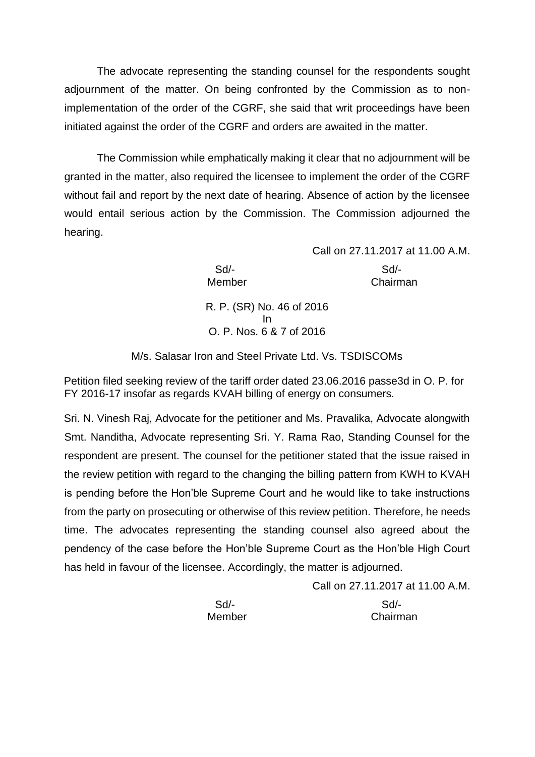The advocate representing the standing counsel for the respondents sought adjournment of the matter. On being confronted by the Commission as to non-implementation of the order of the CGRF, she said that writ proceedings have been initiated against the order of the CGRF and orders are awaited in the matter.

The Commission while emphatically making it clear that no adjournment will be granted in the matter, also required the licensee to implement the order of the CGRF without fail and report by the next date of hearing. Absence of action by the licensee would entail serious action by the Commission. The Commission adjourned the hearing.

Call on 27.11.2017 at 11.00 A.M.

| Sd/- | Sd/- |
|---|---|
| Member | Chairman |

R. P. (SR) No. 46 of 2016
In
O. P. Nos. 6 & 7 of 2016

M/s. Salasar Iron and Steel Private Ltd. Vs. TSDISCOMs

Petition filed seeking review of the tariff order dated 23.06.2016 passe3d in O. P. for FY 2016-17 insofar as regards KVAH billing of energy on consumers.

Sri. N. Vinesh Raj, Advocate for the petitioner and Ms. Pravalika, Advocate alongwith Smt. Nanditha, Advocate representing Sri. Y. Rama Rao, Standing Counsel for the respondent are present. The counsel for the petitioner stated that the issue raised in the review petition with regard to the changing the billing pattern from KWH to KVAH is pending before the Hon'ble Supreme Court and he would like to take instructions from the party on prosecuting or otherwise of this review petition. Therefore, he needs time. The advocates representing the standing counsel also agreed about the pendency of the case before the Hon'ble Supreme Court as the Hon'ble High Court has held in favour of the licensee. Accordingly, the matter is adjourned.

Call on 27.11.2017 at 11.00 A.M.

| Sd/- | Sd/- |
|---|---|
| Member | Chairman |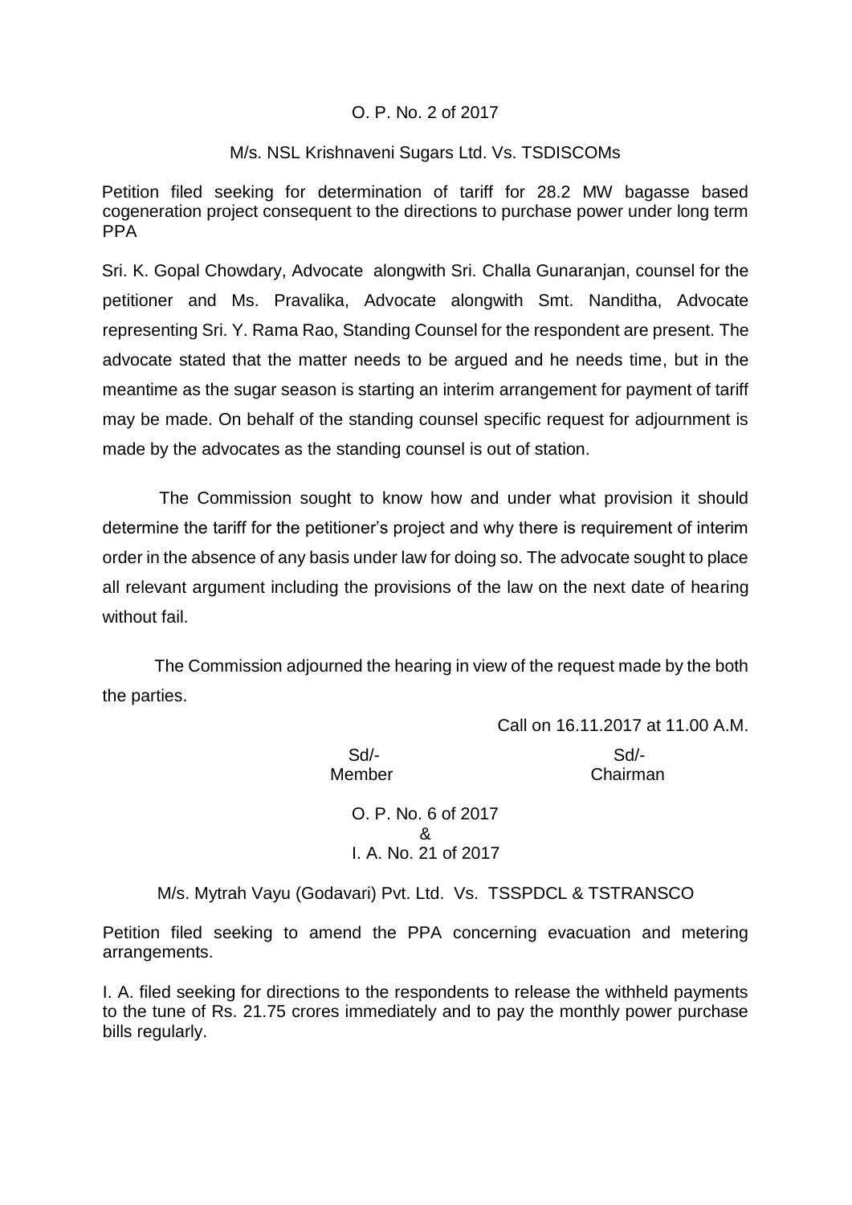O. P. No. 2 of 2017

M/s. NSL Krishnaveni Sugars Ltd. Vs. TSDISCOMs

Petition filed seeking for determination of tariff for 28.2 MW bagasse based cogeneration project consequent to the directions to purchase power under long term PPA

Sri. K. Gopal Chowdary, Advocate alongwith Sri. Challa Gunaranjan, counsel for the petitioner and Ms. Pravalika, Advocate alongwith Smt. Nanditha, Advocate representing Sri. Y. Rama Rao, Standing Counsel for the respondent are present. The advocate stated that the matter needs to be argued and he needs time, but in the meantime as the sugar season is starting an interim arrangement for payment of tariff may be made. On behalf of the standing counsel specific request for adjournment is made by the advocates as the standing counsel is out of station.

The Commission sought to know how and under what provision it should determine the tariff for the petitioner's project and why there is requirement of interim order in the absence of any basis under law for doing so. The advocate sought to place all relevant argument including the provisions of the law on the next date of hearing without fail.

The Commission adjourned the hearing in view of the request made by the both the parties.

Call on 16.11.2017 at 11.00 A.M.

| Sd/- | Sd/- |
|---|---|
| Member | Chairman |

O. P. No. 6 of 2017
&
I. A. No. 21 of 2017

M/s. Mytrah Vayu (Godavari) Pvt. Ltd. Vs. TSSPDCL & TSTRANSCO

Petition filed seeking to amend the PPA concerning evacuation and metering arrangements.

I. A. filed seeking for directions to the respondents to release the withheld payments to the tune of Rs. 21.75 crores immediately and to pay the monthly power purchase bills regularly.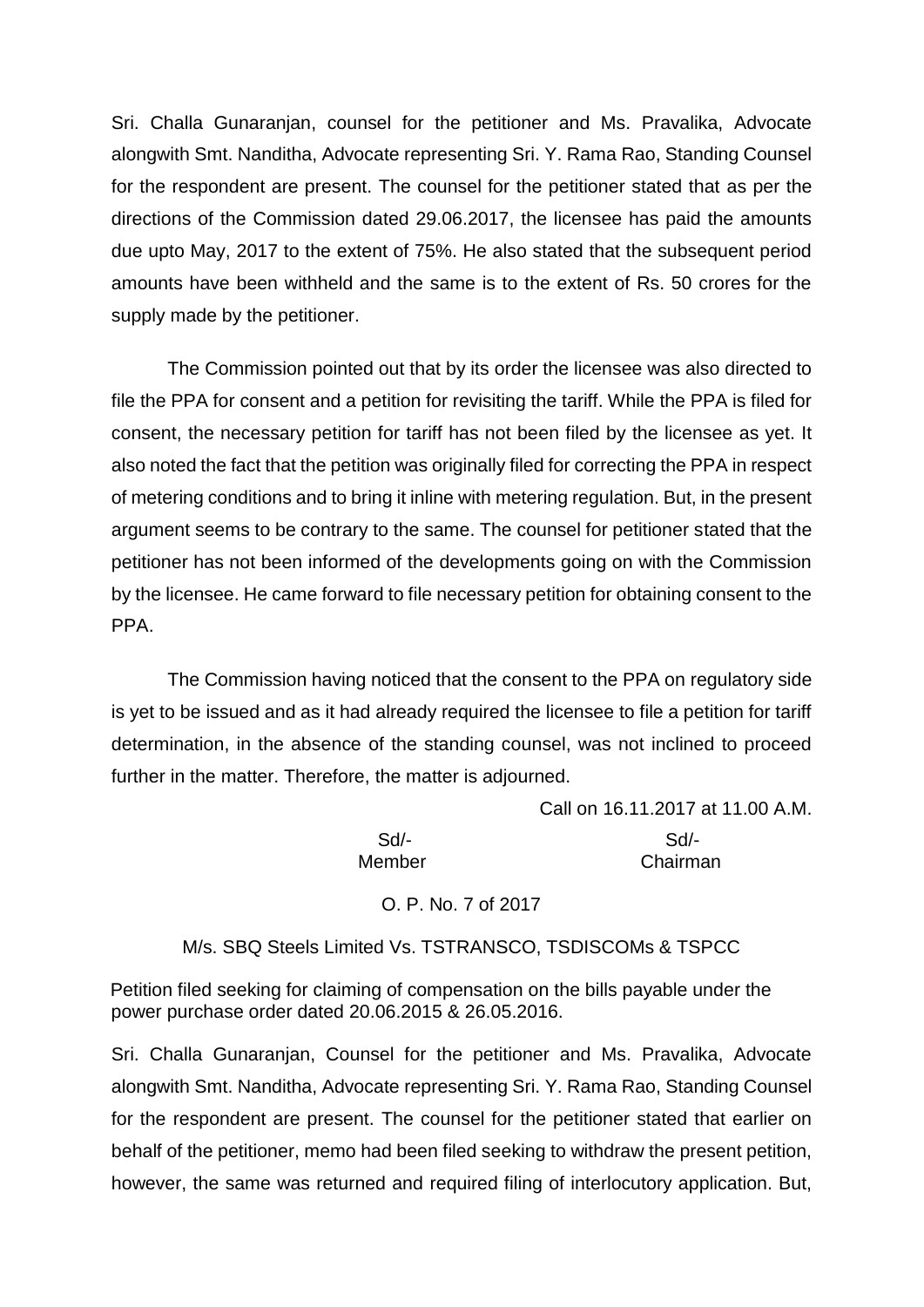Sri. Challa Gunaranjan, counsel for the petitioner and Ms. Pravalika, Advocate alongwith Smt. Nanditha, Advocate representing Sri. Y. Rama Rao, Standing Counsel for the respondent are present. The counsel for the petitioner stated that as per the directions of the Commission dated 29.06.2017, the licensee has paid the amounts due upto May, 2017 to the extent of 75%. He also stated that the subsequent period amounts have been withheld and the same is to the extent of Rs. 50 crores for the supply made by the petitioner.

The Commission pointed out that by its order the licensee was also directed to file the PPA for consent and a petition for revisiting the tariff. While the PPA is filed for consent, the necessary petition for tariff has not been filed by the licensee as yet. It also noted the fact that the petition was originally filed for correcting the PPA in respect of metering conditions and to bring it inline with metering regulation. But, in the present argument seems to be contrary to the same. The counsel for petitioner stated that the petitioner has not been informed of the developments going on with the Commission by the licensee. He came forward to file necessary petition for obtaining consent to the PPA.

The Commission having noticed that the consent to the PPA on regulatory side is yet to be issued and as it had already required the licensee to file a petition for tariff determination, in the absence of the standing counsel, was not inclined to proceed further in the matter. Therefore, the matter is adjourned.

Call on 16.11.2017 at 11.00 A.M.

| Sd/- | Sd/- |
| --- | --- |
| Member | Chairman |

O. P. No. 7 of 2017

M/s. SBQ Steels Limited Vs. TSTRANSCO, TSDISCOMs & TSPCC

Petition filed seeking for claiming of compensation on the bills payable under the power purchase order dated 20.06.2015 & 26.05.2016.

Sri. Challa Gunaranjan, Counsel for the petitioner and Ms. Pravalika, Advocate alongwith Smt. Nanditha, Advocate representing Sri. Y. Rama Rao, Standing Counsel for the respondent are present. The counsel for the petitioner stated that earlier on behalf of the petitioner, memo had been filed seeking to withdraw the present petition, however, the same was returned and required filing of interlocutory application. But,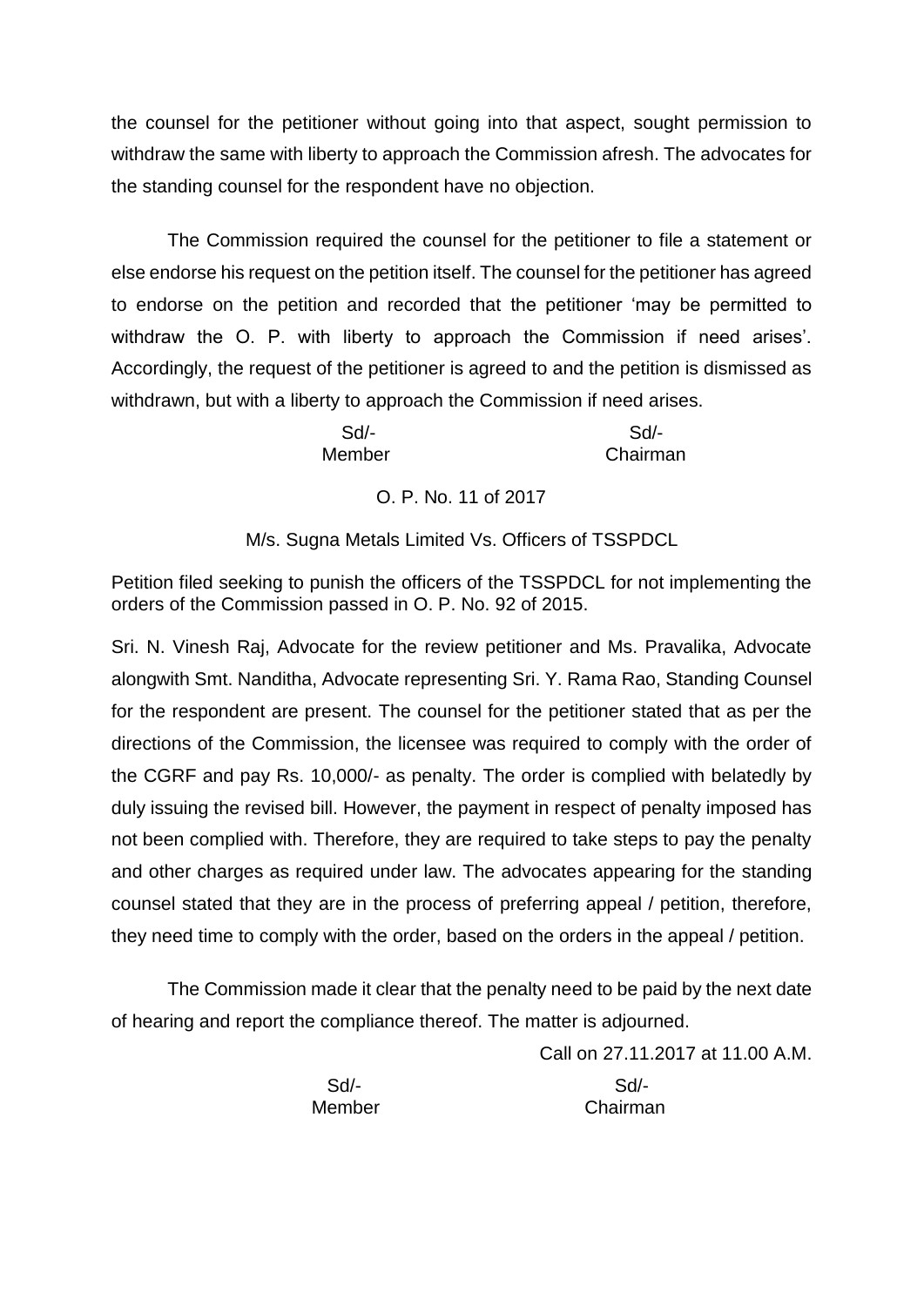the counsel for the petitioner without going into that aspect, sought permission to withdraw the same with liberty to approach the Commission afresh. The advocates for the standing counsel for the respondent have no objection.

The Commission required the counsel for the petitioner to file a statement or else endorse his request on the petition itself. The counsel for the petitioner has agreed to endorse on the petition and recorded that the petitioner 'may be permitted to withdraw the O. P. with liberty to approach the Commission if need arises'. Accordingly, the request of the petitioner is agreed to and the petition is dismissed as withdrawn, but with a liberty to approach the Commission if need arises.

| | |
|---|---|
| Sd/- | Sd/- |
| Member | Chairman |

O. P. No. 11 of 2017

M/s. Sugna Metals Limited Vs. Officers of TSSPDCL

Petition filed seeking to punish the officers of the TSSPDCL for not implementing the orders of the Commission passed in O. P. No. 92 of 2015.

Sri. N. Vinesh Raj, Advocate for the review petitioner and Ms. Pravalika, Advocate alongwith Smt. Nanditha, Advocate representing Sri. Y. Rama Rao, Standing Counsel for the respondent are present. The counsel for the petitioner stated that as per the directions of the Commission, the licensee was required to comply with the order of the CGRF and pay Rs. 10,000/- as penalty. The order is complied with belatedly by duly issuing the revised bill. However, the payment in respect of penalty imposed has not been complied with. Therefore, they are required to take steps to pay the penalty and other charges as required under law. The advocates appearing for the standing counsel stated that they are in the process of preferring appeal / petition, therefore, they need time to comply with the order, based on the orders in the appeal / petition.

The Commission made it clear that the penalty need to be paid by the next date of hearing and report the compliance thereof. The matter is adjourned.

Call on 27.11.2017 at 11.00 A.M.

| | |
|---|---|
| Sd/- | Sd/- |
| Member | Chairman |